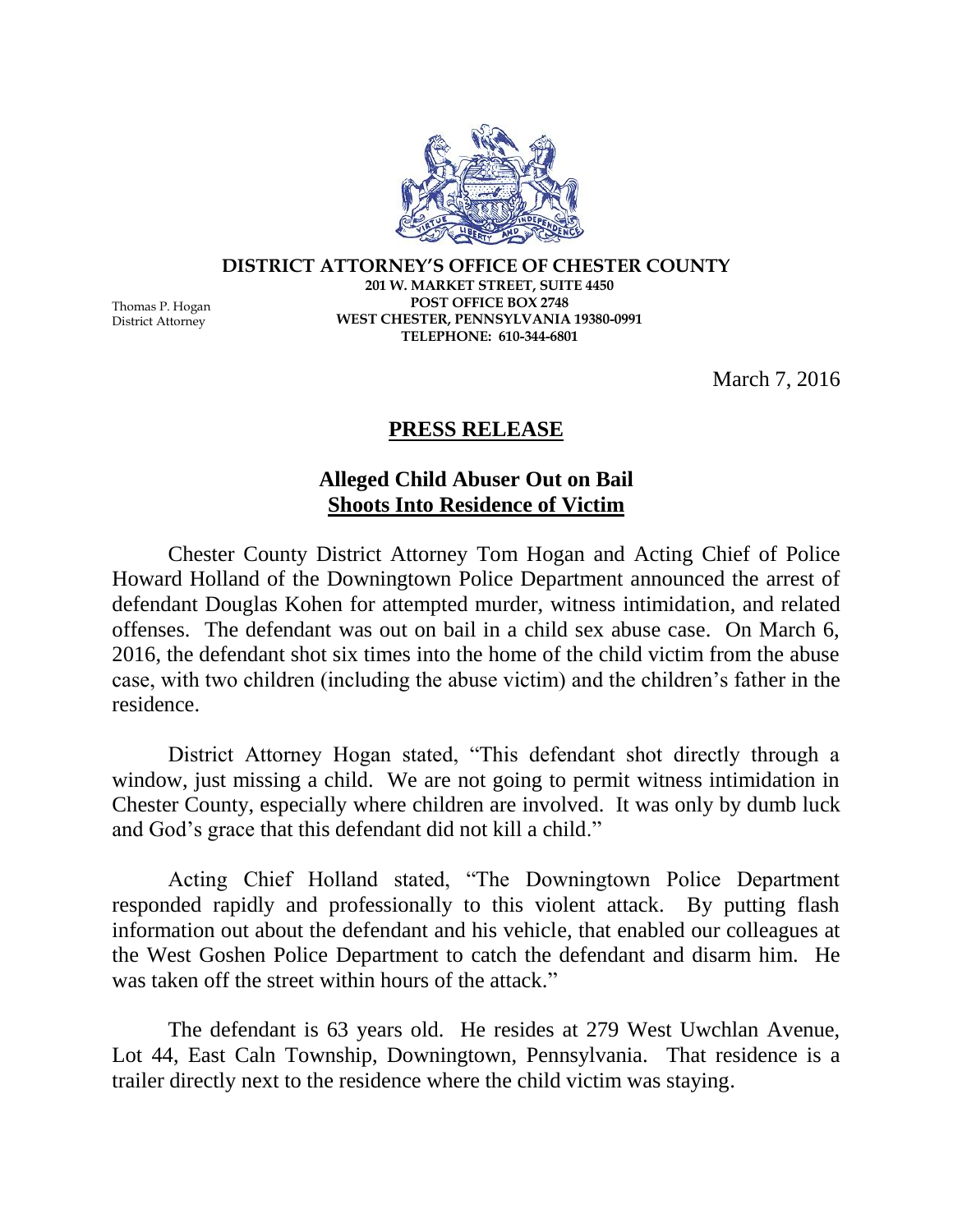**DISTRICT ATTORNEY'S OFFICE OF CHESTER COUNTY**
**201 W. MARKET STREET, SUITE 4450**
**POST OFFICE BOX 2748**
**WEST CHESTER, PENNSYLVANIA 19380-0991**
**TELEPHONE: 610-344-6801**

Thomas P. Hogan
District Attorney

March 7, 2016

# PRESS RELEASE

## Alleged Child Abuser Out on Bail
## Shoots Into Residence of Victim

Chester County District Attorney Tom Hogan and Acting Chief of Police Howard Holland of the Downingtown Police Department announced the arrest of defendant Douglas Kohen for attempted murder, witness intimidation, and related offenses. The defendant was out on bail in a child sex abuse case. On March 6, 2016, the defendant shot six times into the home of the child victim from the abuse case, with two children (including the abuse victim) and the children's father in the residence.

District Attorney Hogan stated, "This defendant shot directly through a window, just missing a child. We are not going to permit witness intimidation in Chester County, especially where children are involved. It was only by dumb luck and God's grace that this defendant did not kill a child."

Acting Chief Holland stated, "The Downingtown Police Department responded rapidly and professionally to this violent attack. By putting flash information out about the defendant and his vehicle, that enabled our colleagues at the West Goshen Police Department to catch the defendant and disarm him. He was taken off the street within hours of the attack."

The defendant is 63 years old. He resides at 279 West Uwchlan Avenue, Lot 44, East Caln Township, Downingtown, Pennsylvania. That residence is a trailer directly next to the residence where the child victim was staying.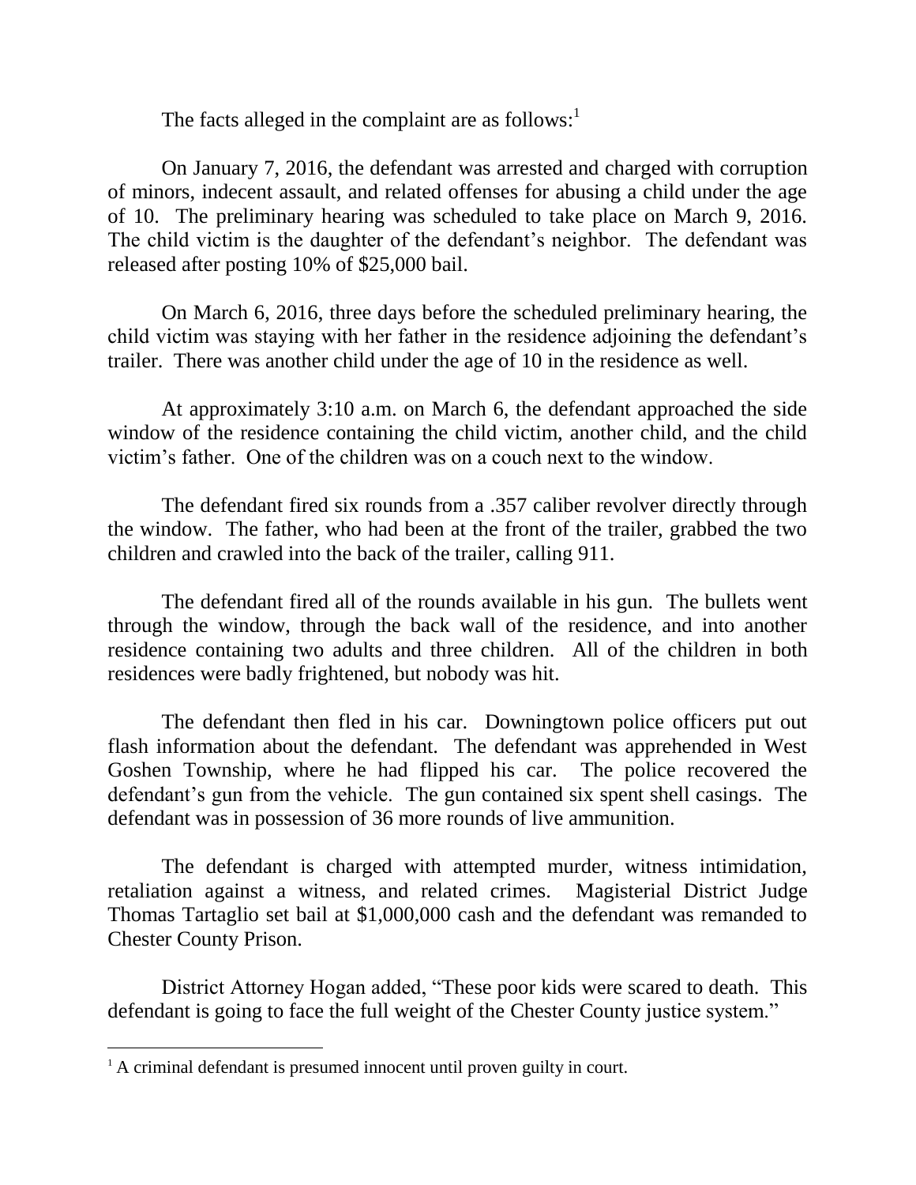The facts alleged in the complaint are as follows:[1]

On January 7, 2016, the defendant was arrested and charged with corruption of minors, indecent assault, and related offenses for abusing a child under the age of 10. The preliminary hearing was scheduled to take place on March 9, 2016. The child victim is the daughter of the defendant's neighbor. The defendant was released after posting 10% of $25,000 bail.

On March 6, 2016, three days before the scheduled preliminary hearing, the child victim was staying with her father in the residence adjoining the defendant's trailer. There was another child under the age of 10 in the residence as well.

At approximately 3:10 a.m. on March 6, the defendant approached the side window of the residence containing the child victim, another child, and the child victim's father. One of the children was on a couch next to the window.

The defendant fired six rounds from a .357 caliber revolver directly through the window. The father, who had been at the front of the trailer, grabbed the two children and crawled into the back of the trailer, calling 911.

The defendant fired all of the rounds available in his gun. The bullets went through the window, through the back wall of the residence, and into another residence containing two adults and three children. All of the children in both residences were badly frightened, but nobody was hit.

The defendant then fled in his car. Downingtown police officers put out flash information about the defendant. The defendant was apprehended in West Goshen Township, where he had flipped his car. The police recovered the defendant's gun from the vehicle. The gun contained six spent shell casings. The defendant was in possession of 36 more rounds of live ammunition.

The defendant is charged with attempted murder, witness intimidation, retaliation against a witness, and related crimes. Magisterial District Judge Thomas Tartaglio set bail at $1,000,000 cash and the defendant was remanded to Chester County Prison.

District Attorney Hogan added, "These poor kids were scared to death. This defendant is going to face the full weight of the Chester County justice system."

---

[1] A criminal defendant is presumed innocent until proven guilty in court.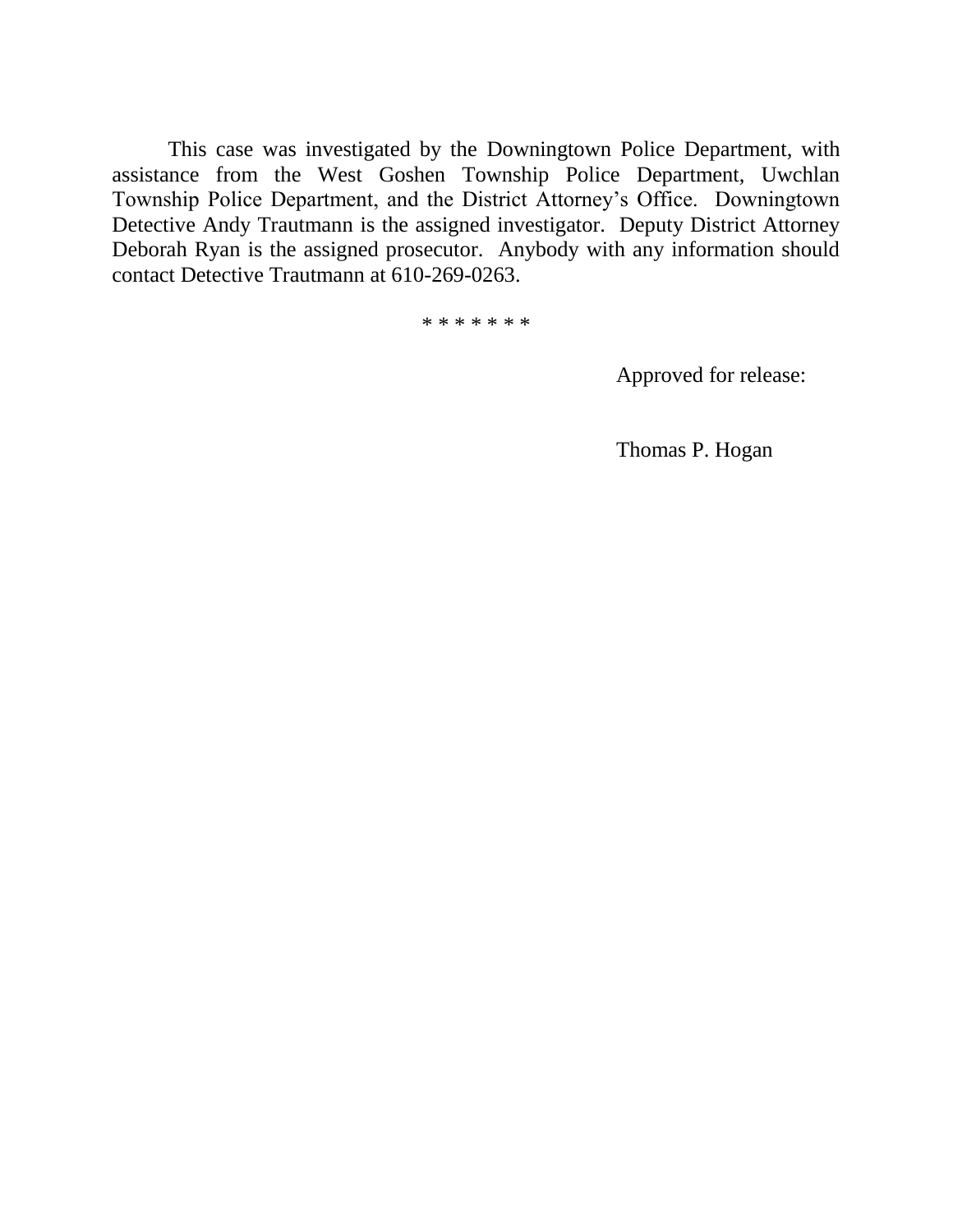This case was investigated by the Downingtown Police Department, with assistance from the West Goshen Township Police Department, Uwchlan Township Police Department, and the District Attorney's Office. Downingtown Detective Andy Trautmann is the assigned investigator. Deputy District Attorney Deborah Ryan is the assigned prosecutor. Anybody with any information should contact Detective Trautmann at 610-269-0263.

* * * * * * *

Approved for release:

Thomas P. Hogan